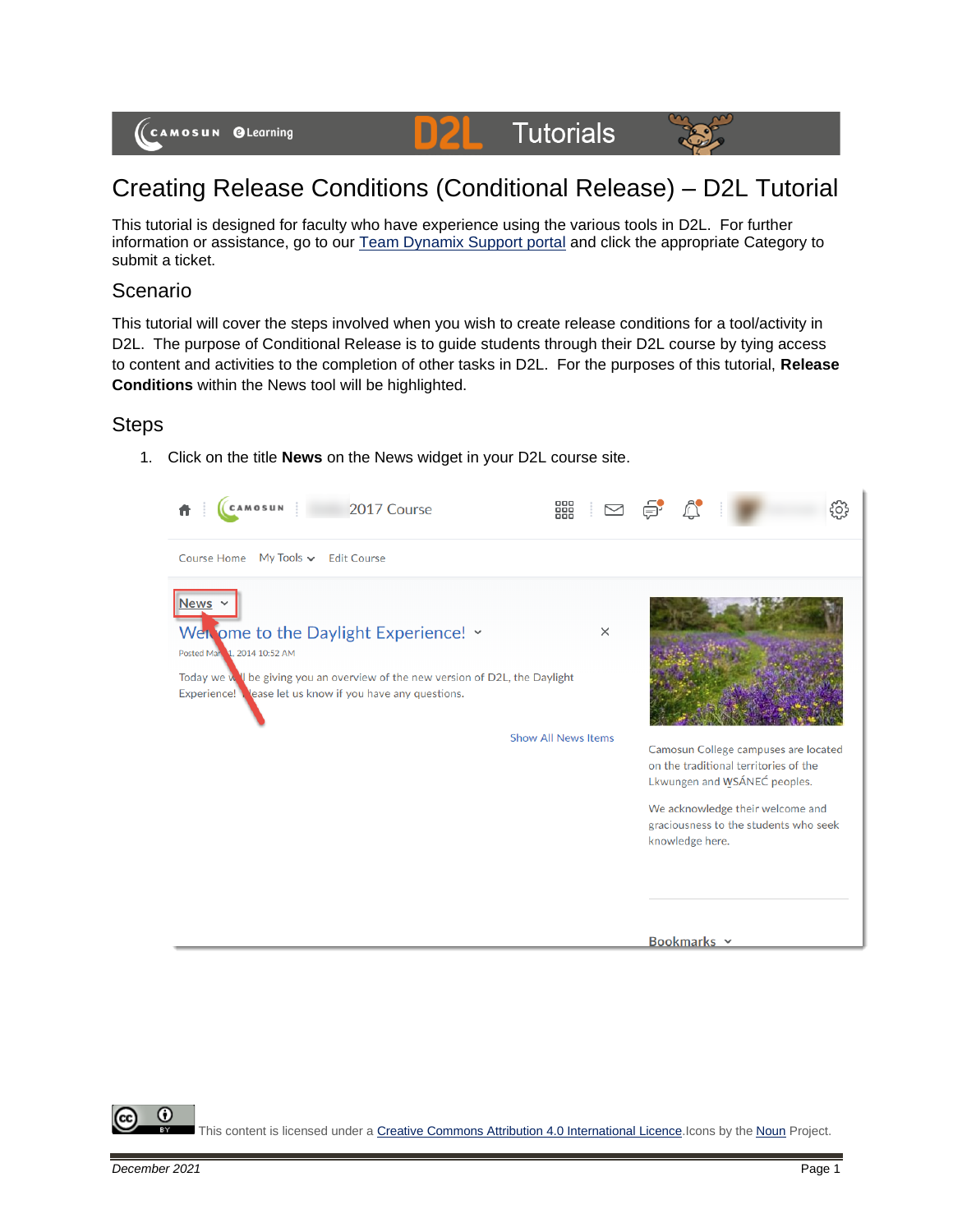# Creating Release Conditions (Conditional Release) – D2L Tutorial

This tutorial is designed for faculty who have experience using the various tools in D2L. For further information or assistance, go to our [Team Dynamix Support portal]() and click the appropriate Category to submit a ticket.

## Scenario

This tutorial will cover the steps involved when you wish to create release conditions for a tool/activity in D2L. The purpose of Conditional Release is to guide students through their D2L course by tying access to content and activities to the completion of other tasks in D2L. For the purposes of this tutorial, **Release Conditions** within the News tool will be highlighted.

## Steps

1. Click on the title **News** on the News widget in your D2L course site.

This content is licensed under a Creative Commons Attribution 4.0 International Licence. Icons by the Noun Project.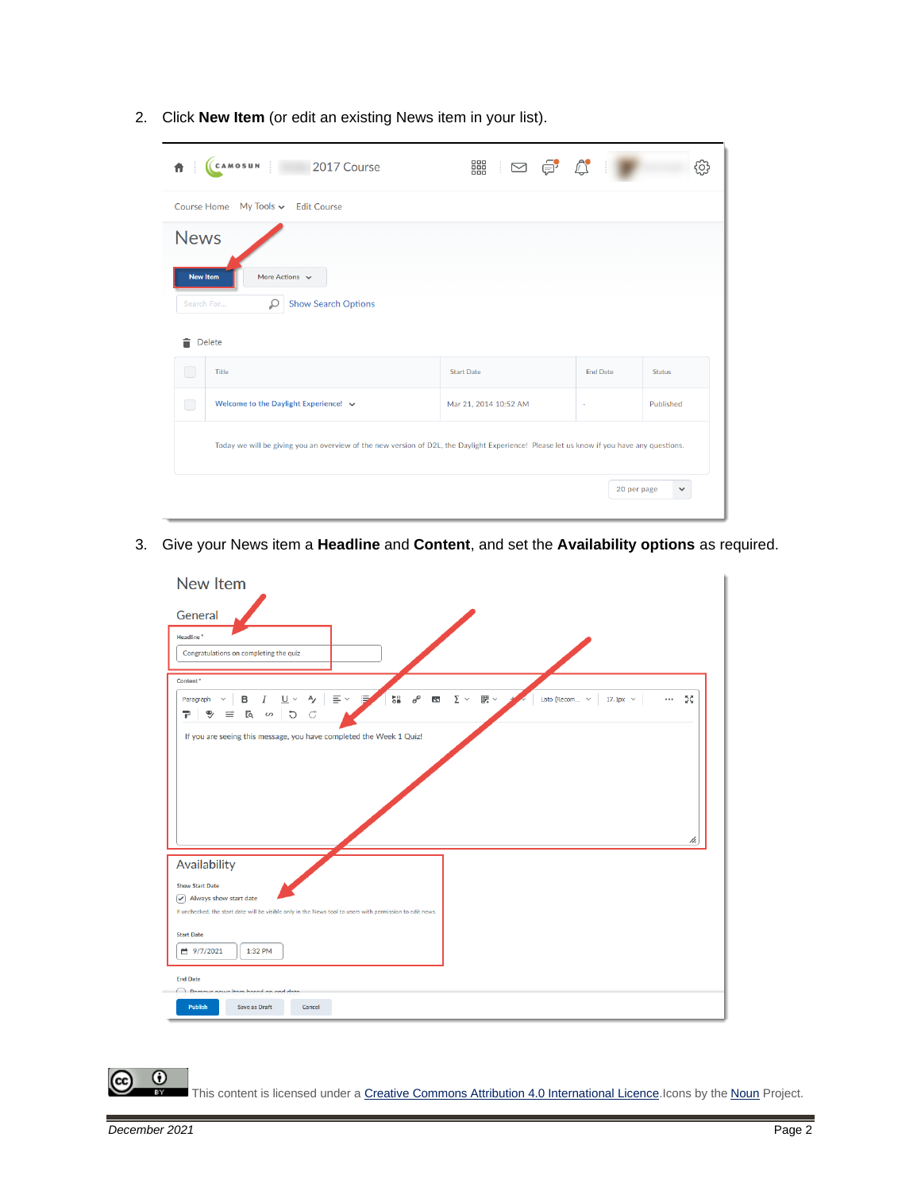2. Click **New Item** (or edit an existing News item in your list).

3. Give your News item a **Headline** and **Content**, and set the **Availability options** as required.

This content is licensed under a Creative Commons Attribution 4.0 International Licence. Icons by the Noun Project.

*December 2021*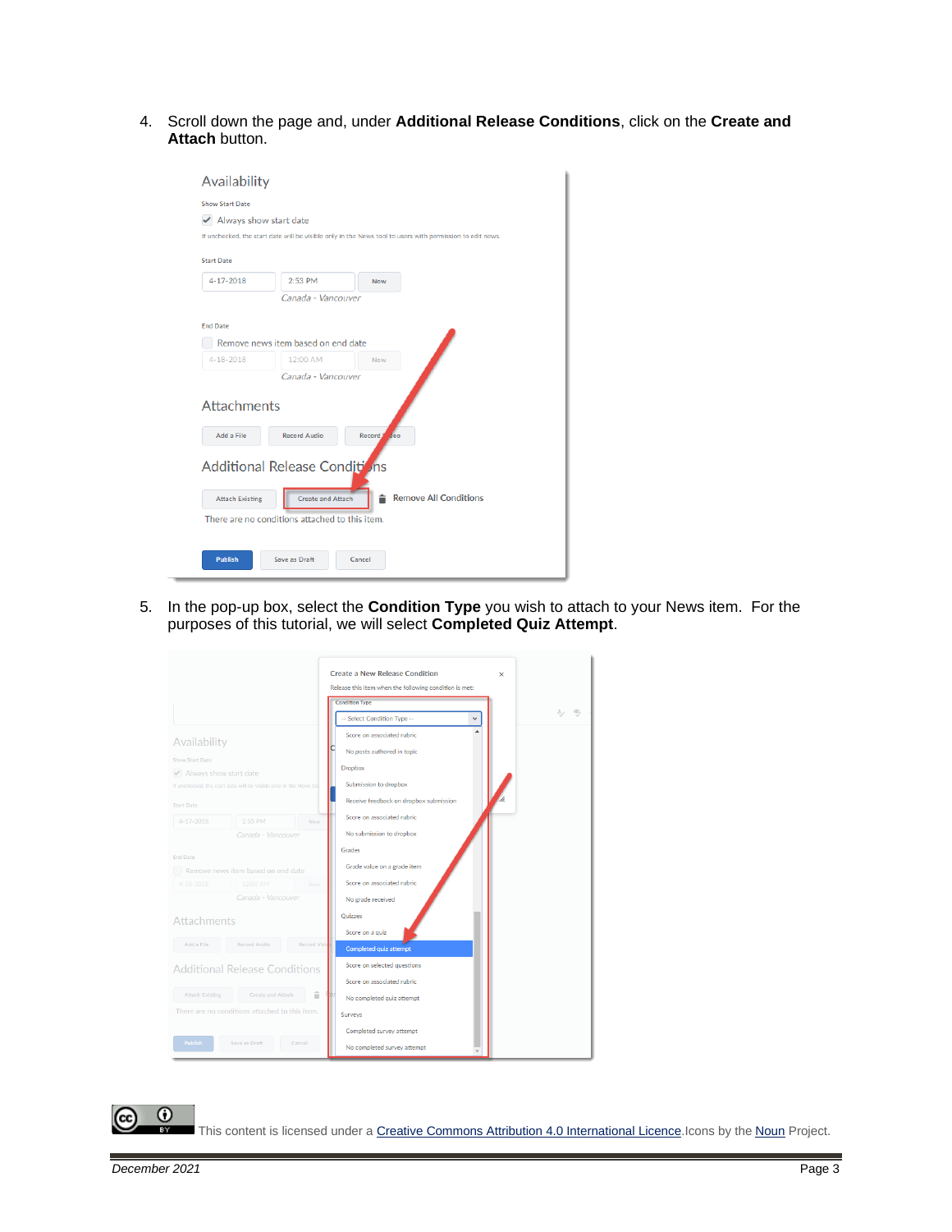4. Scroll down the page and, under **Additional Release Conditions**, click on the **Create and Attach** button.

5. In the pop-up box, select the **Condition Type** you wish to attach to your News item. For the purposes of this tutorial, we will select **Completed Quiz Attempt**.

This content is licensed under a Creative Commons Attribution 4.0 International Licence. Icons by the Noun Project.

*December 2021*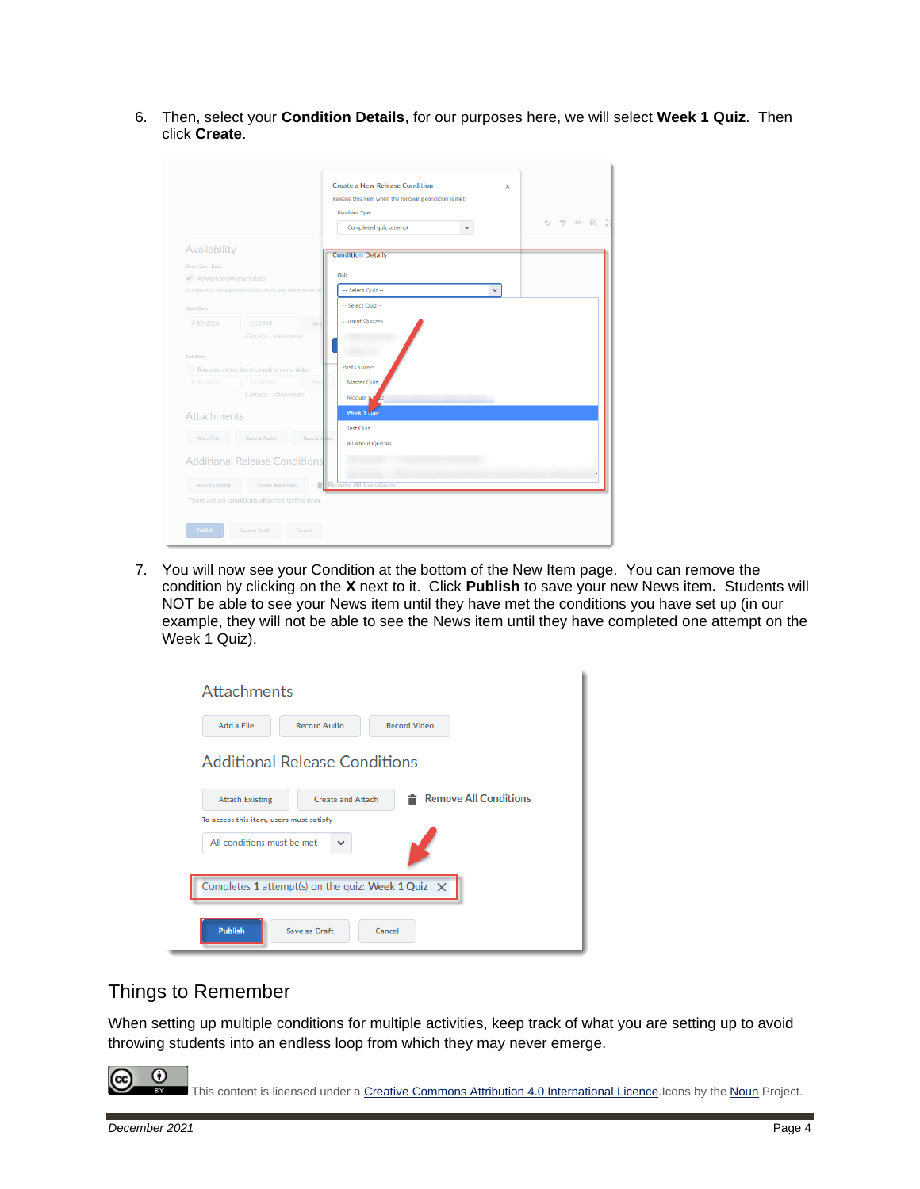6. Then, select your **Condition Details**, for our purposes here, we will select **Week 1 Quiz**. Then click **Create**.

7. You will now see your Condition at the bottom of the New Item page. You can remove the condition by clicking on the **X** next to it. Click **Publish** to save your new News item. Students will NOT be able to see your News item until they have met the conditions you have set up (in our example, they will not be able to see the News item until they have completed one attempt on the Week 1 Quiz).

## Things to Remember

When setting up multiple conditions for multiple activities, keep track of what you are setting up to avoid throwing students into an endless loop from which they may never emerge.

This content is licensed under a [Creative Commons Attribution 4.0 International Licence](). Icons by the [Noun]() Project.

*December 2021*